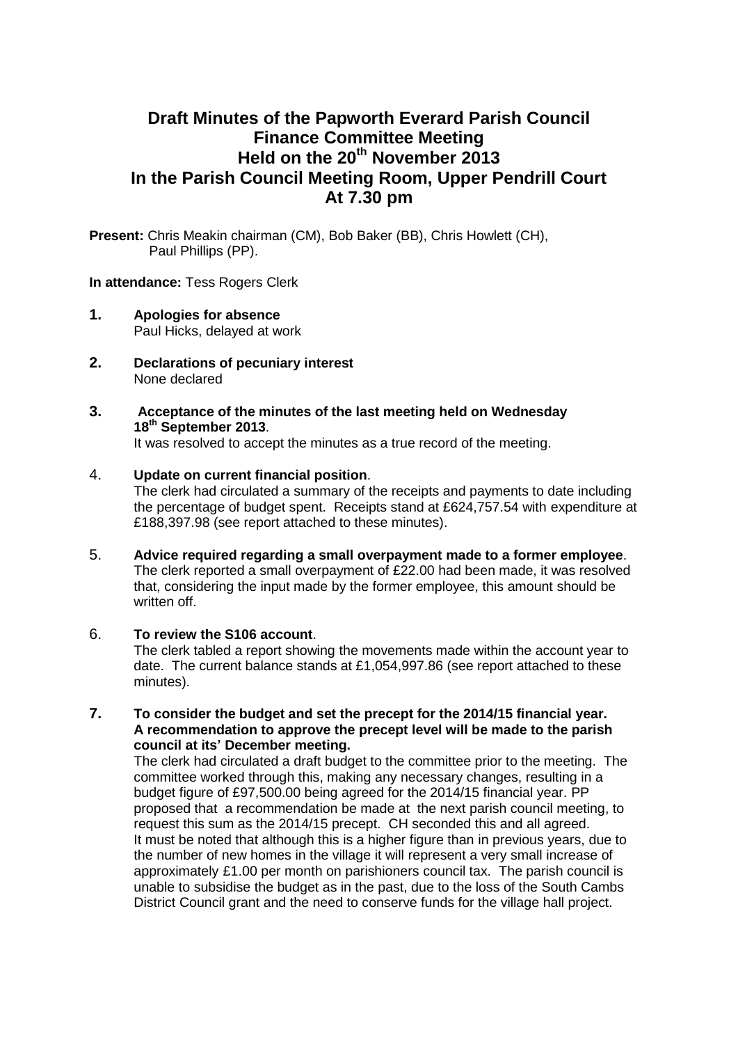# Draft Minutes of the Papworth Everard Parish Council Finance Committee Meeting Held on the 20th November 2013 In the Parish Council Meeting Room, Upper Pendrill Court At 7.30 pm

**Present:** Chris Meakin chairman (CM), Bob Baker (BB), Chris Howlett (CH), Paul Phillips (PP).

**In attendance:** Tess Rogers Clerk

**1. Apologies for absence**
Paul Hicks, delayed at work

**2. Declarations of pecuniary interest**
None declared

**3. Acceptance of the minutes of the last meeting held on Wednesday 18th September 2013**.
It was resolved to accept the minutes as a true record of the meeting.

4. **Update on current financial position**.
The clerk had circulated a summary of the receipts and payments to date including the percentage of budget spent. Receipts stand at £624,757.54 with expenditure at £188,397.98 (see report attached to these minutes).

5. **Advice required regarding a small overpayment made to a former employee**.
The clerk reported a small overpayment of £22.00 had been made, it was resolved that, considering the input made by the former employee, this amount should be written off.

6. **To review the S106 account**.
The clerk tabled a report showing the movements made within the account year to date. The current balance stands at £1,054,997.86 (see report attached to these minutes).

**7. To consider the budget and set the precept for the 2014/15 financial year. A recommendation to approve the precept level will be made to the parish council at its' December meeting.**
The clerk had circulated a draft budget to the committee prior to the meeting. The committee worked through this, making any necessary changes, resulting in a budget figure of £97,500.00 being agreed for the 2014/15 financial year. PP proposed that a recommendation be made at the next parish council meeting, to request this sum as the 2014/15 precept. CH seconded this and all agreed.
It must be noted that although this is a higher figure than in previous years, due to the number of new homes in the village it will represent a very small increase of approximately £1.00 per month on parishioners council tax. The parish council is unable to subsidise the budget as in the past, due to the loss of the South Cambs District Council grant and the need to conserve funds for the village hall project.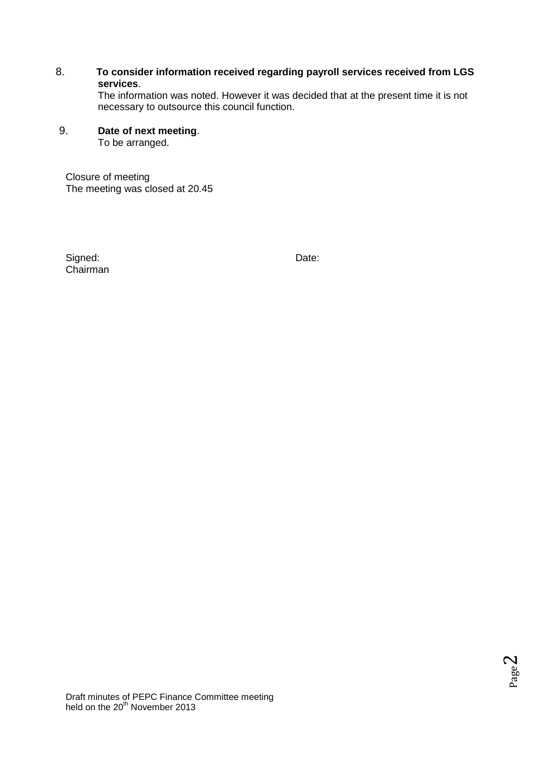8. **To consider information received regarding payroll services received from LGS services**.
   The information was noted. However it was decided that at the present time it is not necessary to outsource this council function.

9. **Date of next meeting**.
   To be arranged.

Closure of meeting
The meeting was closed at 20.45

Signed: Date:
Chairman